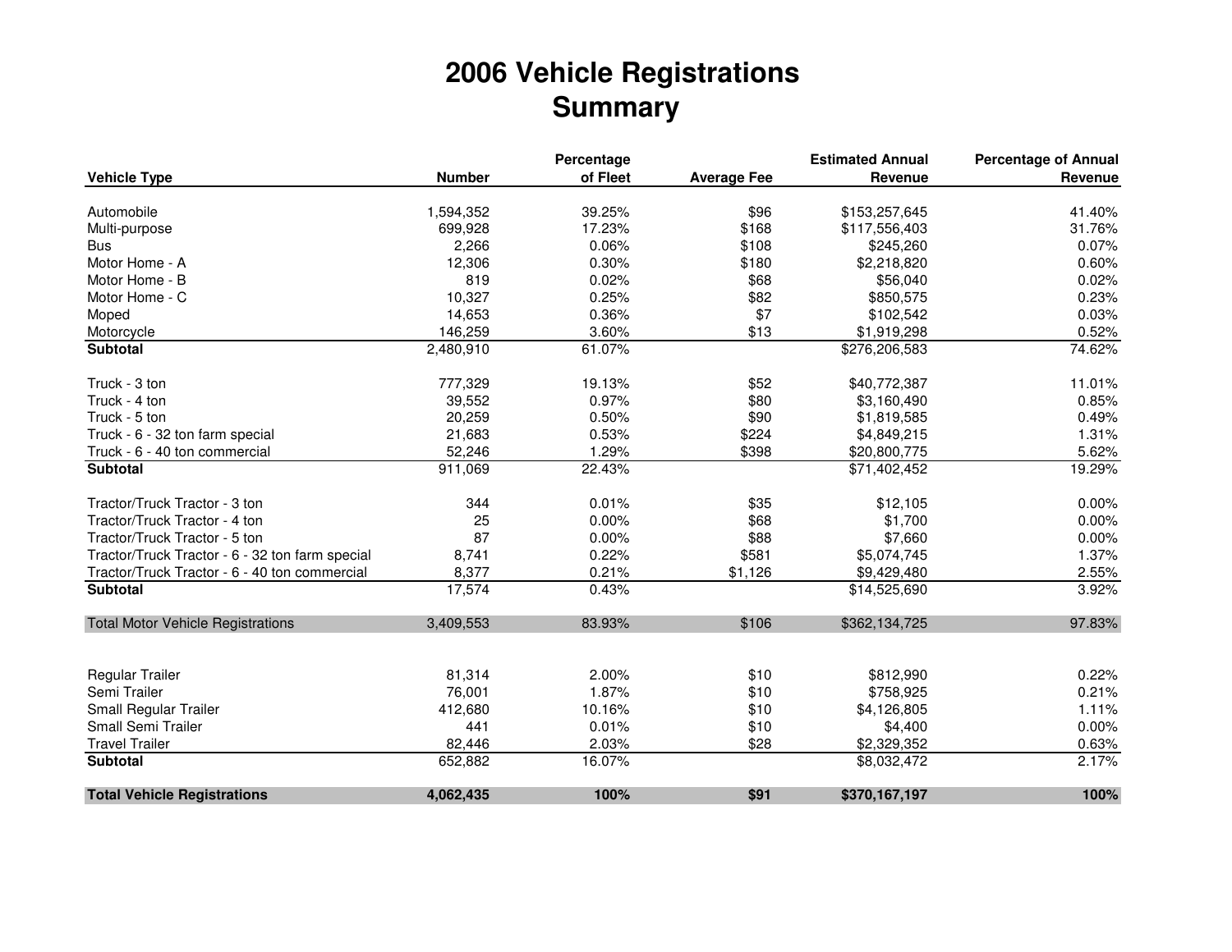# 2006 Vehicle Registrations
# Summary

| Vehicle Type | Number | Percentage of Fleet | Average Fee | Estimated Annual Revenue | Percentage of Annual Revenue |
|---|---|---|---|---|---|
| Automobile | 1,594,352 | 39.25% | $96 | $153,257,645 | 41.40% |
| Multi-purpose | 699,928 | 17.23% | $168 | $117,556,403 | 31.76% |
| Bus | 2,266 | 0.06% | $108 | $245,260 | 0.07% |
| Motor Home - A | 12,306 | 0.30% | $180 | $2,218,820 | 0.60% |
| Motor Home - B | 819 | 0.02% | $68 | $56,040 | 0.02% |
| Motor Home - C | 10,327 | 0.25% | $82 | $850,575 | 0.23% |
| Moped | 14,653 | 0.36% | $7 | $102,542 | 0.03% |
| Motorcycle | 146,259 | 3.60% | $13 | $1,919,298 | 0.52% |
| **Subtotal** | 2,480,910 | 61.07% | | $276,206,583 | 74.62% |
| | | | | | |
| Truck - 3 ton | 777,329 | 19.13% | $52 | $40,772,387 | 11.01% |
| Truck - 4 ton | 39,552 | 0.97% | $80 | $3,160,490 | 0.85% |
| Truck - 5 ton | 20,259 | 0.50% | $90 | $1,819,585 | 0.49% |
| Truck - 6 - 32 ton farm special | 21,683 | 0.53% | $224 | $4,849,215 | 1.31% |
| Truck - 6 - 40 ton commercial | 52,246 | 1.29% | $398 | $20,800,775 | 5.62% |
| **Subtotal** | 911,069 | 22.43% | | $71,402,452 | 19.29% |
| | | | | | |
| Tractor/Truck Tractor - 3 ton | 344 | 0.01% | $35 | $12,105 | 0.00% |
| Tractor/Truck Tractor - 4 ton | 25 | 0.00% | $68 | $1,700 | 0.00% |
| Tractor/Truck Tractor - 5 ton | 87 | 0.00% | $88 | $7,660 | 0.00% |
| Tractor/Truck Tractor - 6 - 32 ton farm special | 8,741 | 0.22% | $581 | $5,074,745 | 1.37% |
| Tractor/Truck Tractor - 6 - 40 ton commercial | 8,377 | 0.21% | $1,126 | $9,429,480 | 2.55% |
| **Subtotal** | 17,574 | 0.43% | | $14,525,690 | 3.92% |
| | | | | | |
| Total Motor Vehicle Registrations | 3,409,553 | 83.93% | $106 | $362,134,725 | 97.83% |
| | | | | | |
| Regular Trailer | 81,314 | 2.00% | $10 | $812,990 | 0.22% |
| Semi Trailer | 76,001 | 1.87% | $10 | $758,925 | 0.21% |
| Small Regular Trailer | 412,680 | 10.16% | $10 | $4,126,805 | 1.11% |
| Small Semi Trailer | 441 | 0.01% | $10 | $4,400 | 0.00% |
| Travel Trailer | 82,446 | 2.03% | $28 | $2,329,352 | 0.63% |
| **Subtotal** | 652,882 | 16.07% | | $8,032,472 | 2.17% |
| | | | | | |
| **Total Vehicle Registrations** | **4,062,435** | **100%** | **$91** | **$370,167,197** | **100%** |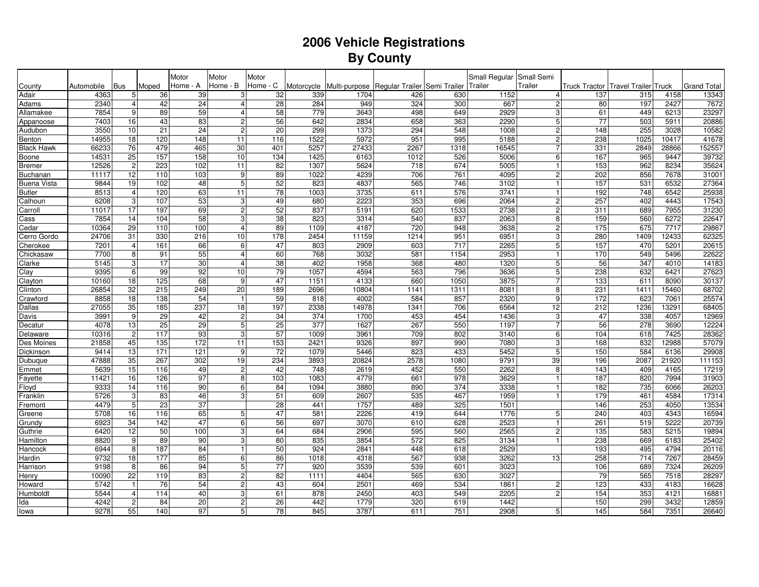# 2006 Vehicle Registrations
# By County

| County | Automobile | Bus | Moped | Motor Home - A | Motor Home - B | Motor Home - C | Motorcycle | Multi-purpose | Regular Trailer | Semi Trailer | Small Regular Trailer | Small Semi Trailer | Truck Tractor | Travel Trailer | Truck | Grand Total |
|---|---|---|---|---|---|---|---|---|---|---|---|---|---|---|---|---|
| Adair | 4363 | 5 | 36 | 39 | 3 | 32 | 339 | 1704 | 426 | 630 | 1152 | 4 | 137 | 315 | 4158 | 13343 |
| Adams | 2340 | 4 | 42 | 24 | 4 | 28 | 284 | 949 | 324 | 300 | 667 | 2 | 80 | 197 | 2427 | 7672 |
| Allamakee | 7854 | 9 | 89 | 59 | 4 | 58 | 779 | 3643 | 498 | 649 | 2929 | 3 | 61 | 449 | 6213 | 23297 |
| Appanoose | 7403 | 16 | 43 | 83 | 2 | 56 | 642 | 2834 | 658 | 363 | 2290 | 5 | 77 | 503 | 5911 | 20886 |
| Audubon | 3550 | 10 | 21 | 24 | 2 | 20 | 299 | 1373 | 294 | 548 | 1008 | 2 | 148 | 255 | 3028 | 10582 |
| Benton | 14955 | 18 | 120 | 148 | 11 | 116 | 1522 | 5972 | 951 | 995 | 5188 | 2 | 238 | 1025 | 10417 | 41678 |
| Black Hawk | 66233 | 76 | 479 | 465 | 30 | 401 | 5257 | 27433 | 2267 | 1318 | 16545 | 7 | 331 | 2849 | 28866 | 152557 |
| Boone | 14531 | 25 | 157 | 158 | 10 | 134 | 1425 | 6163 | 1012 | 526 | 5006 | 6 | 167 | 965 | 9447 | 39732 |
| Bremer | 12526 | 2 | 223 | 102 | 11 | 82 | 1307 | 5624 | 718 | 674 | 5005 | 1 | 153 | 962 | 8234 | 35624 |
| Buchanan | 11117 | 12 | 110 | 103 | 9 | 89 | 1022 | 4239 | 706 | 761 | 4095 | 2 | 202 | 856 | 7678 | 31001 |
| Buena Vista | 9844 | 19 | 102 | 48 | 5 | 52 | 823 | 4837 | 565 | 746 | 3102 | 1 | 157 | 531 | 6532 | 27364 |
| Butler | 8513 | 4 | 120 | 63 | 11 | 78 | 1003 | 3735 | 611 | 576 | 3741 | 1 | 192 | 748 | 6542 | 25938 |
| Calhoun | 6208 | 3 | 107 | 53 | 3 | 49 | 680 | 2223 | 353 | 696 | 2064 | 2 | 257 | 402 | 4443 | 17543 |
| Carroll | 11017 | 17 | 197 | 69 | 2 | 52 | 837 | 5191 | 620 | 1533 | 2738 | 2 | 311 | 689 | 7955 | 31230 |
| Cass | 7854 | 14 | 104 | 58 | 3 | 38 | 823 | 3314 | 540 | 837 | 2063 | 8 | 159 | 560 | 6272 | 22647 |
| Cedar | 10364 | 29 | 110 | 100 | 4 | 89 | 1109 | 4187 | 720 | 948 | 3638 | 2 | 175 | 675 | 7717 | 29867 |
| Cerro Gordo | 24706 | 31 | 330 | 216 | 10 | 178 | 2454 | 11159 | 1214 | 951 | 6951 | 3 | 280 | 1409 | 12433 | 62325 |
| Cherokee | 7201 | 4 | 161 | 66 | 6 | 47 | 803 | 2909 | 603 | 717 | 2265 | 5 | 157 | 470 | 5201 | 20615 |
| Chickasaw | 7700 | 8 | 91 | 55 | 4 | 60 | 768 | 3032 | 581 | 1154 | 2953 | 1 | 170 | 549 | 5496 | 22622 |
| Clarke | 5145 | 3 | 17 | 30 | 4 | 38 | 402 | 1958 | 368 | 480 | 1320 | 5 | 56 | 347 | 4010 | 14183 |
| Clay | 9395 | 6 | 99 | 92 | 10 | 79 | 1057 | 4594 | 563 | 796 | 3636 | 5 | 238 | 632 | 6421 | 27623 |
| Clayton | 10160 | 18 | 125 | 68 | 9 | 47 | 1151 | 4133 | 660 | 1050 | 3875 | 7 | 133 | 611 | 8090 | 30137 |
| Clinton | 26854 | 32 | 215 | 249 | 20 | 189 | 2696 | 10804 | 1141 | 1311 | 8081 | 8 | 231 | 1411 | 15460 | 68702 |
| Crawford | 8858 | 18 | 138 | 54 | 1 | 59 | 818 | 4002 | 584 | 857 | 2320 | 9 | 172 | 623 | 7061 | 25574 |
| Dallas | 27055 | 35 | 185 | 237 | 18 | 197 | 2338 | 14978 | 1341 | 706 | 6564 | 12 | 212 | 1236 | 13291 | 68405 |
| Davis | 3991 | 9 | 29 | 42 | 2 | 34 | 374 | 1700 | 453 | 454 | 1436 | 3 | 47 | 338 | 4057 | 12969 |
| Decatur | 4078 | 13 | 25 | 29 | 5 | 25 | 377 | 1627 | 267 | 550 | 1197 | 7 | 56 | 278 | 3690 | 12224 |
| Delaware | 10316 | 2 | 117 | 93 | 3 | 57 | 1009 | 3961 | 709 | 802 | 3140 | 6 | 104 | 618 | 7425 | 28362 |
| Des Moines | 21858 | 45 | 135 | 172 | 11 | 153 | 2421 | 9326 | 897 | 990 | 7080 | 3 | 168 | 832 | 12988 | 57079 |
| Dickinson | 9414 | 13 | 171 | 121 | 9 | 72 | 1079 | 5446 | 823 | 433 | 5452 | 5 | 150 | 584 | 6136 | 29908 |
| Dubuque | 47888 | 35 | 267 | 302 | 19 | 234 | 3893 | 20824 | 2578 | 1080 | 9791 | 39 | 196 | 2087 | 21920 | 111153 |
| Emmet | 5639 | 15 | 116 | 49 | 2 | 42 | 748 | 2619 | 452 | 550 | 2262 | 8 | 143 | 409 | 4165 | 17219 |
| Fayette | 11421 | 16 | 126 | 97 | 8 | 103 | 1083 | 4779 | 661 | 978 | 3629 | 1 | 187 | 820 | 7994 | 31903 |
| Floyd | 9333 | 14 | 116 | 90 | 6 | 84 | 1094 | 3880 | 890 | 374 | 3338 | 1 | 182 | 735 | 6066 | 26203 |
| Franklin | 5726 | 3 | 83 | 46 | 3 | 51 | 609 | 2607 | 535 | 467 | 1959 | 1 | 179 | 461 | 4584 | 17314 |
| Fremont | 4479 | 5 | 23 | 37 | | 28 | 441 | 1757 | 489 | 325 | 1501 | | 146 | 253 | 4050 | 13534 |
| Greene | 5708 | 16 | 116 | 65 | 5 | 47 | 581 | 2226 | 419 | 644 | 1776 | 5 | 240 | 403 | 4343 | 16594 |
| Grundy | 6923 | 34 | 142 | 47 | 6 | 56 | 697 | 3070 | 610 | 628 | 2523 | 1 | 261 | 519 | 5222 | 20739 |
| Guthrie | 6420 | 12 | 50 | 100 | 3 | 64 | 684 | 2906 | 595 | 560 | 2565 | 2 | 135 | 583 | 5215 | 19894 |
| Hamilton | 8820 | 9 | 89 | 90 | 3 | 80 | 835 | 3854 | 572 | 825 | 3134 | 1 | 238 | 669 | 6183 | 25402 |
| Hancock | 6944 | 8 | 187 | 84 | 1 | 50 | 924 | 2841 | 448 | 618 | 2529 | | 193 | 495 | 4794 | 20116 |
| Hardin | 9732 | 18 | 177 | 85 | 6 | 86 | 1018 | 4318 | 567 | 938 | 3262 | 13 | 258 | 714 | 7267 | 28459 |
| Harrison | 9198 | 8 | 86 | 94 | 5 | 77 | 920 | 3539 | 539 | 601 | 3023 | | 106 | 689 | 7324 | 26209 |
| Henry | 10090 | 22 | 119 | 83 | 2 | 82 | 1111 | 4404 | 565 | 630 | 3027 | | 79 | 565 | 7518 | 28297 |
| Howard | 5742 | 1 | 76 | 54 | 2 | 43 | 604 | 2501 | 469 | 534 | 1861 | 2 | 123 | 433 | 4183 | 16628 |
| Humboldt | 5544 | 4 | 114 | 40 | 3 | 61 | 878 | 2450 | 403 | 549 | 2205 | 2 | 154 | 353 | 4121 | 16881 |
| Ida | 4242 | 2 | 84 | 20 | 2 | 26 | 442 | 1779 | 320 | 619 | 1442 | | 150 | 299 | 3432 | 12859 |
| Iowa | 9278 | 55 | 140 | 97 | 5 | 78 | 845 | 3787 | 611 | 751 | 2908 | 5 | 145 | 584 | 7351 | 26640 |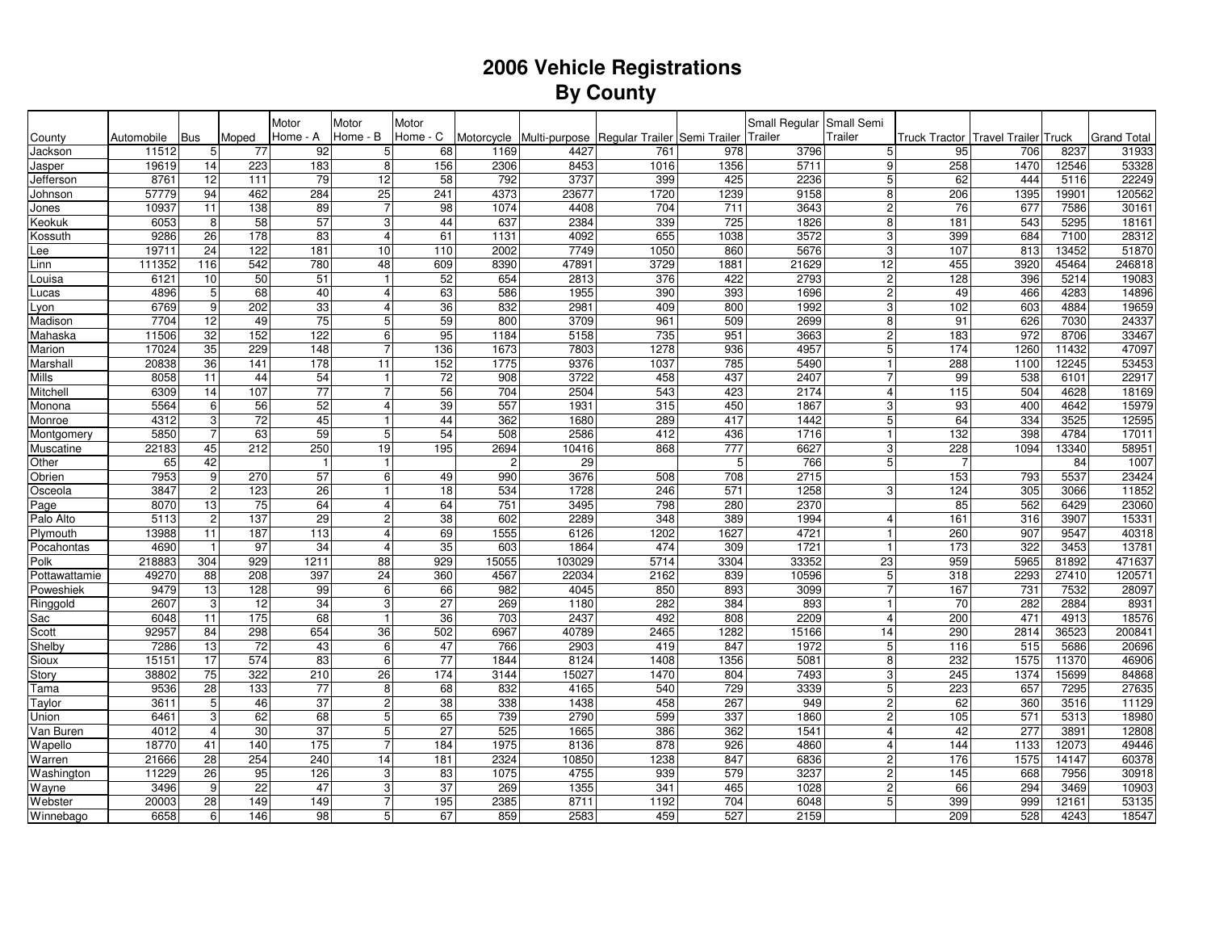# 2006 Vehicle Registrations
## By County

| County | Automobile | Bus | Moped | Motor Home - A | Motor Home - B | Motor Home - C | Motorcycle | Multi-purpose | Regular Trailer | Semi Trailer | Small Regular Trailer | Small Semi Trailer | Truck Tractor | Travel Trailer | Truck | Grand Total |
|---|---|---|---|---|---|---|---|---|---|---|---|---|---|---|---|---|
| Jackson | 11512 | 5 | 77 | 92 | 5 | 68 | 1169 | 4427 | 761 | 978 | 3796 | 5 | 95 | 706 | 8237 | 31933 |
| Jasper | 19619 | 14 | 223 | 183 | 8 | 156 | 2306 | 8453 | 1016 | 1356 | 5711 | 9 | 258 | 1470 | 12546 | 53328 |
| Jefferson | 8761 | 12 | 111 | 79 | 12 | 58 | 792 | 3737 | 399 | 425 | 2236 | 5 | 62 | 444 | 5116 | 22249 |
| Johnson | 57779 | 94 | 462 | 284 | 25 | 241 | 4373 | 23677 | 1720 | 1239 | 9158 | 8 | 206 | 1395 | 19901 | 120562 |
| Jones | 10937 | 11 | 138 | 89 | 7 | 98 | 1074 | 4408 | 704 | 711 | 3643 | 2 | 76 | 677 | 7586 | 30161 |
| Keokuk | 6053 | 8 | 58 | 57 | 3 | 44 | 637 | 2384 | 339 | 725 | 1826 | 8 | 181 | 543 | 5295 | 18161 |
| Kossuth | 9286 | 26 | 178 | 83 | 4 | 61 | 1131 | 4092 | 655 | 1038 | 3572 | 3 | 399 | 684 | 7100 | 28312 |
| Lee | 19711 | 24 | 122 | 181 | 10 | 110 | 2002 | 7749 | 1050 | 860 | 5676 | 3 | 107 | 813 | 13452 | 51870 |
| Linn | 111352 | 116 | 542 | 780 | 48 | 609 | 8390 | 47891 | 3729 | 1881 | 21629 | 12 | 455 | 3920 | 45464 | 246818 |
| Louisa | 6121 | 10 | 50 | 51 | 1 | 52 | 654 | 2813 | 376 | 422 | 2793 | 2 | 128 | 396 | 5214 | 19083 |
| Lucas | 4896 | 5 | 68 | 40 | 4 | 63 | 586 | 1955 | 390 | 393 | 1696 | 2 | 49 | 466 | 4283 | 14896 |
| Lyon | 6769 | 9 | 202 | 33 | 4 | 36 | 832 | 2981 | 409 | 800 | 1992 | 3 | 102 | 603 | 4884 | 19659 |
| Madison | 7704 | 12 | 49 | 75 | 5 | 59 | 800 | 3709 | 961 | 509 | 2699 | 8 | 91 | 626 | 7030 | 24337 |
| Mahaska | 11506 | 32 | 152 | 122 | 6 | 95 | 1184 | 5158 | 735 | 951 | 3663 | 2 | 183 | 972 | 8706 | 33467 |
| Marion | 17024 | 35 | 229 | 148 | 7 | 136 | 1673 | 7803 | 1278 | 936 | 4957 | 5 | 174 | 1260 | 11432 | 47097 |
| Marshall | 20838 | 36 | 141 | 178 | 11 | 152 | 1775 | 9376 | 1037 | 785 | 5490 | 1 | 288 | 1100 | 12245 | 53453 |
| Mills | 8058 | 11 | 44 | 54 | 1 | 72 | 908 | 3722 | 458 | 437 | 2407 | 7 | 99 | 538 | 6101 | 22917 |
| Mitchell | 6309 | 14 | 107 | 77 | 7 | 56 | 704 | 2504 | 543 | 423 | 2174 | 4 | 115 | 504 | 4628 | 18169 |
| Monona | 5564 | 6 | 56 | 52 | 4 | 39 | 557 | 1931 | 315 | 450 | 1867 | 3 | 93 | 400 | 4642 | 15979 |
| Monroe | 4312 | 3 | 72 | 45 | 1 | 44 | 362 | 1680 | 289 | 417 | 1442 | 5 | 64 | 334 | 3525 | 12595 |
| Montgomery | 5850 | 7 | 63 | 59 | 5 | 54 | 508 | 2586 | 412 | 436 | 1716 | 1 | 132 | 398 | 4784 | 17011 |
| Muscatine | 22183 | 45 | 212 | 250 | 19 | 195 | 2694 | 10416 | 868 | 777 | 6627 | 3 | 228 | 1094 | 13340 | 58951 |
| Other | 65 | 42 | | 1 | 1 | | 2 | 29 | | 5 | 766 | 5 | 7 | | 84 | 1007 |
| Obrien | 7953 | 9 | 270 | 57 | 6 | 49 | 990 | 3676 | 508 | 708 | 2715 | | 153 | 793 | 5537 | 23424 |
| Osceola | 3847 | 2 | 123 | 26 | 1 | 18 | 534 | 1728 | 246 | 571 | 1258 | 3 | 124 | 305 | 3066 | 11852 |
| Page | 8070 | 13 | 75 | 64 | 4 | 64 | 751 | 3495 | 798 | 280 | 2370 | | 85 | 562 | 6429 | 23060 |
| Palo Alto | 5113 | 2 | 137 | 29 | 2 | 38 | 602 | 2289 | 348 | 389 | 1994 | 4 | 161 | 316 | 3907 | 15331 |
| Plymouth | 13988 | 11 | 187 | 113 | 4 | 69 | 1555 | 6126 | 1202 | 1627 | 4721 | 1 | 260 | 907 | 9547 | 40318 |
| Pocahontas | 4690 | 1 | 97 | 34 | 4 | 35 | 603 | 1864 | 474 | 309 | 1721 | 1 | 173 | 322 | 3453 | 13781 |
| Polk | 218883 | 304 | 929 | 1211 | 88 | 929 | 15055 | 103029 | 5714 | 3304 | 33352 | 23 | 959 | 5965 | 81892 | 471637 |
| Pottawattamie | 49270 | 88 | 208 | 397 | 24 | 360 | 4567 | 22034 | 2162 | 839 | 10596 | 5 | 318 | 2293 | 27410 | 120571 |
| Poweshiek | 9479 | 13 | 128 | 99 | 6 | 66 | 982 | 4045 | 850 | 893 | 3099 | 7 | 167 | 731 | 7532 | 28097 |
| Ringgold | 2607 | 3 | 12 | 34 | 3 | 27 | 269 | 1180 | 282 | 384 | 893 | 1 | 70 | 282 | 2884 | 8931 |
| Sac | 6048 | 11 | 175 | 68 | 1 | 36 | 703 | 2437 | 492 | 808 | 2209 | 4 | 200 | 471 | 4913 | 18576 |
| Scott | 92957 | 84 | 298 | 654 | 36 | 502 | 6967 | 40789 | 2465 | 1282 | 15166 | 14 | 290 | 2814 | 36523 | 200841 |
| Shelby | 7286 | 13 | 72 | 43 | 6 | 47 | 766 | 2903 | 419 | 847 | 1972 | 5 | 116 | 515 | 5686 | 20696 |
| Sioux | 15151 | 17 | 574 | 83 | 6 | 77 | 1844 | 8124 | 1408 | 1356 | 5081 | 8 | 232 | 1575 | 11370 | 46906 |
| Story | 38802 | 75 | 322 | 210 | 26 | 174 | 3144 | 15027 | 1470 | 804 | 7493 | 3 | 245 | 1374 | 15699 | 84868 |
| Tama | 9536 | 28 | 133 | 77 | 8 | 68 | 832 | 4165 | 540 | 729 | 3339 | 5 | 223 | 657 | 7295 | 27635 |
| Taylor | 3611 | 5 | 46 | 37 | 2 | 38 | 338 | 1438 | 458 | 267 | 949 | 2 | 62 | 360 | 3516 | 11129 |
| Union | 6461 | 3 | 62 | 68 | 5 | 65 | 739 | 2790 | 599 | 337 | 1860 | 2 | 105 | 571 | 5313 | 18980 |
| Van Buren | 4012 | 4 | 30 | 37 | 5 | 27 | 525 | 1665 | 386 | 362 | 1541 | 4 | 42 | 277 | 3891 | 12808 |
| Wapello | 18770 | 41 | 140 | 175 | 7 | 184 | 1975 | 8136 | 878 | 926 | 4860 | 4 | 144 | 1133 | 12073 | 49446 |
| Warren | 21666 | 28 | 254 | 240 | 14 | 181 | 2324 | 10850 | 1238 | 847 | 6836 | 2 | 176 | 1575 | 14147 | 60378 |
| Washington | 11229 | 26 | 95 | 126 | 3 | 83 | 1075 | 4755 | 939 | 579 | 3237 | 2 | 145 | 668 | 7956 | 30918 |
| Wayne | 3496 | 9 | 22 | 47 | 3 | 37 | 269 | 1355 | 341 | 465 | 1028 | 2 | 66 | 294 | 3469 | 10903 |
| Webster | 20003 | 28 | 149 | 149 | 7 | 195 | 2385 | 8711 | 1192 | 704 | 6048 | 5 | 399 | 999 | 12161 | 53135 |
| Winnebago | 6658 | 6 | 146 | 98 | 5 | 67 | 859 | 2583 | 459 | 527 | 2159 | | 209 | 528 | 4243 | 18547 |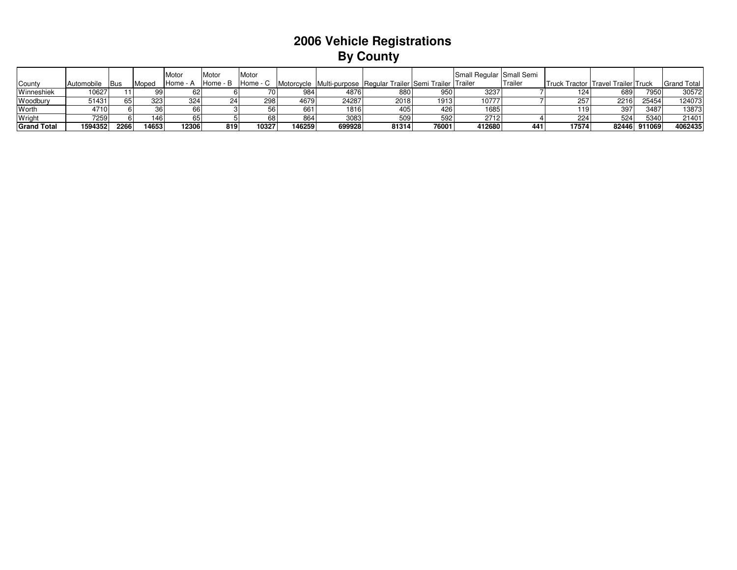# 2006 Vehicle Registrations
# By County

| County | Automobile | Bus | Moped | Motor Home - A | Motor Home - B | Motor Home - C | Motorcycle | Multi-purpose | Regular Trailer | Semi Trailer | Small Regular Trailer | Small Semi Trailer | Truck Tractor | Travel Trailer | Truck | Grand Total |
|---|---|---|---|---|---|---|---|---|---|---|---|---|---|---|---|---|
| Winneshiek | 10627 | 11 | 99 | 62 | 6 | 70 | 984 | 4876 | 880 | 950 | 3237 | 7 | 124 | 689 | 7950 | 30572 |
| Woodbury | 51431 | 65 | 323 | 324 | 24 | 298 | 4679 | 24287 | 2018 | 1913 | 10777 | 7 | 257 | 2216 | 25454 | 124073 |
| Worth | 4710 | 6 | 36 | 66 | 3 | 56 | 661 | 1816 | 405 | 426 | 1685 | | 119 | 397 | 3487 | 13873 |
| Wright | 7259 | 6 | 146 | 65 | 5 | 68 | 864 | 3083 | 509 | 592 | 2712 | 4 | 224 | 524 | 5340 | 21401 |
| **Grand Total** | **1594352** | **2266** | **14653** | **12306** | **819** | **10327** | **146259** | **699928** | **81314** | **76001** | **412680** | **441** | **17574** | **82446** | **911069** | **4062435** |